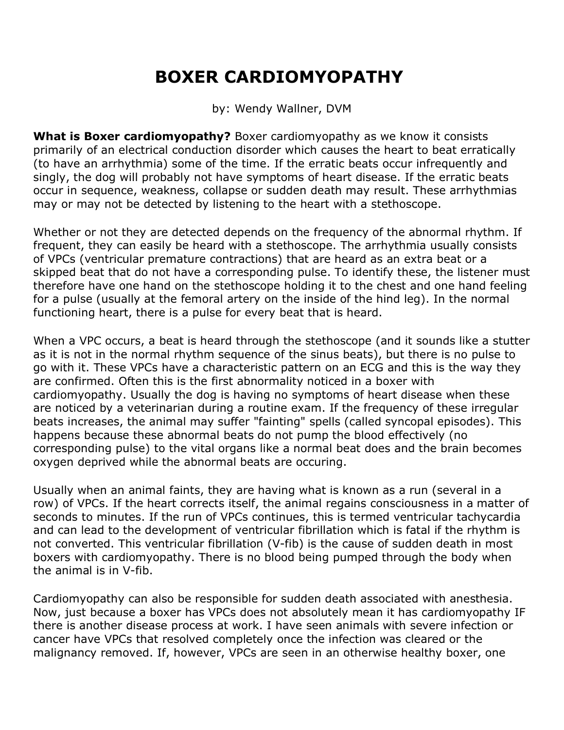# BOXER CARDIOMYOPATHY

by: Wendy Wallner, DVM

**What is Boxer cardiomyopathy?** Boxer cardiomyopathy as we know it consists primarily of an electrical conduction disorder which causes the heart to beat erratically (to have an arrhythmia) some of the time. If the erratic beats occur infrequently and singly, the dog will probably not have symptoms of heart disease. If the erratic beats occur in sequence, weakness, collapse or sudden death may result. These arrhythmias may or may not be detected by listening to the heart with a stethoscope.

Whether or not they are detected depends on the frequency of the abnormal rhythm. If frequent, they can easily be heard with a stethoscope. The arrhythmia usually consists of VPCs (ventricular premature contractions) that are heard as an extra beat or a skipped beat that do not have a corresponding pulse. To identify these, the listener must therefore have one hand on the stethoscope holding it to the chest and one hand feeling for a pulse (usually at the femoral artery on the inside of the hind leg). In the normal functioning heart, there is a pulse for every beat that is heard.

When a VPC occurs, a beat is heard through the stethoscope (and it sounds like a stutter as it is not in the normal rhythm sequence of the sinus beats), but there is no pulse to go with it. These VPCs have a characteristic pattern on an ECG and this is the way they are confirmed. Often this is the first abnormality noticed in a boxer with cardiomyopathy. Usually the dog is having no symptoms of heart disease when these are noticed by a veterinarian during a routine exam. If the frequency of these irregular beats increases, the animal may suffer "fainting" spells (called syncopal episodes). This happens because these abnormal beats do not pump the blood effectively (no corresponding pulse) to the vital organs like a normal beat does and the brain becomes oxygen deprived while the abnormal beats are occuring.

Usually when an animal faints, they are having what is known as a run (several in a row) of VPCs. If the heart corrects itself, the animal regains consciousness in a matter of seconds to minutes. If the run of VPCs continues, this is termed ventricular tachycardia and can lead to the development of ventricular fibrillation which is fatal if the rhythm is not converted. This ventricular fibrillation (V-fib) is the cause of sudden death in most boxers with cardiomyopathy. There is no blood being pumped through the body when the animal is in V-fib.

Cardiomyopathy can also be responsible for sudden death associated with anesthesia. Now, just because a boxer has VPCs does not absolutely mean it has cardiomyopathy IF there is another disease process at work. I have seen animals with severe infection or cancer have VPCs that resolved completely once the infection was cleared or the malignancy removed. If, however, VPCs are seen in an otherwise healthy boxer, one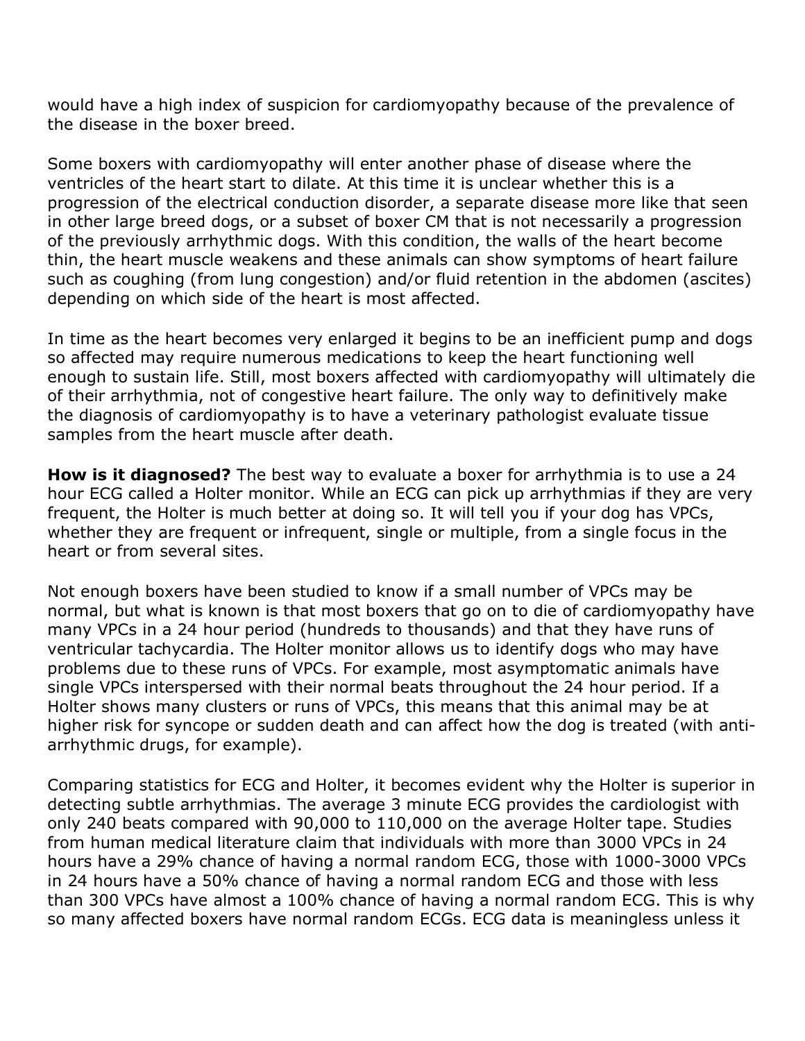would have a high index of suspicion for cardiomyopathy because of the prevalence of the disease in the boxer breed.

Some boxers with cardiomyopathy will enter another phase of disease where the ventricles of the heart start to dilate. At this time it is unclear whether this is a progression of the electrical conduction disorder, a separate disease more like that seen in other large breed dogs, or a subset of boxer CM that is not necessarily a progression of the previously arrhythmic dogs. With this condition, the walls of the heart become thin, the heart muscle weakens and these animals can show symptoms of heart failure such as coughing (from lung congestion) and/or fluid retention in the abdomen (ascites) depending on which side of the heart is most affected.

In time as the heart becomes very enlarged it begins to be an inefficient pump and dogs so affected may require numerous medications to keep the heart functioning well enough to sustain life. Still, most boxers affected with cardiomyopathy will ultimately die of their arrhythmia, not of congestive heart failure. The only way to definitively make the diagnosis of cardiomyopathy is to have a veterinary pathologist evaluate tissue samples from the heart muscle after death.

**How is it diagnosed?** The best way to evaluate a boxer for arrhythmia is to use a 24 hour ECG called a Holter monitor. While an ECG can pick up arrhythmias if they are very frequent, the Holter is much better at doing so. It will tell you if your dog has VPCs, whether they are frequent or infrequent, single or multiple, from a single focus in the heart or from several sites.

Not enough boxers have been studied to know if a small number of VPCs may be normal, but what is known is that most boxers that go on to die of cardiomyopathy have many VPCs in a 24 hour period (hundreds to thousands) and that they have runs of ventricular tachycardia. The Holter monitor allows us to identify dogs who may have problems due to these runs of VPCs. For example, most asymptomatic animals have single VPCs interspersed with their normal beats throughout the 24 hour period. If a Holter shows many clusters or runs of VPCs, this means that this animal may be at higher risk for syncope or sudden death and can affect how the dog is treated (with anti-arrhythmic drugs, for example).

Comparing statistics for ECG and Holter, it becomes evident why the Holter is superior in detecting subtle arrhythmias. The average 3 minute ECG provides the cardiologist with only 240 beats compared with 90,000 to 110,000 on the average Holter tape. Studies from human medical literature claim that individuals with more than 3000 VPCs in 24 hours have a 29% chance of having a normal random ECG, those with 1000-3000 VPCs in 24 hours have a 50% chance of having a normal random ECG and those with less than 300 VPCs have almost a 100% chance of having a normal random ECG. This is why so many affected boxers have normal random ECGs. ECG data is meaningless unless it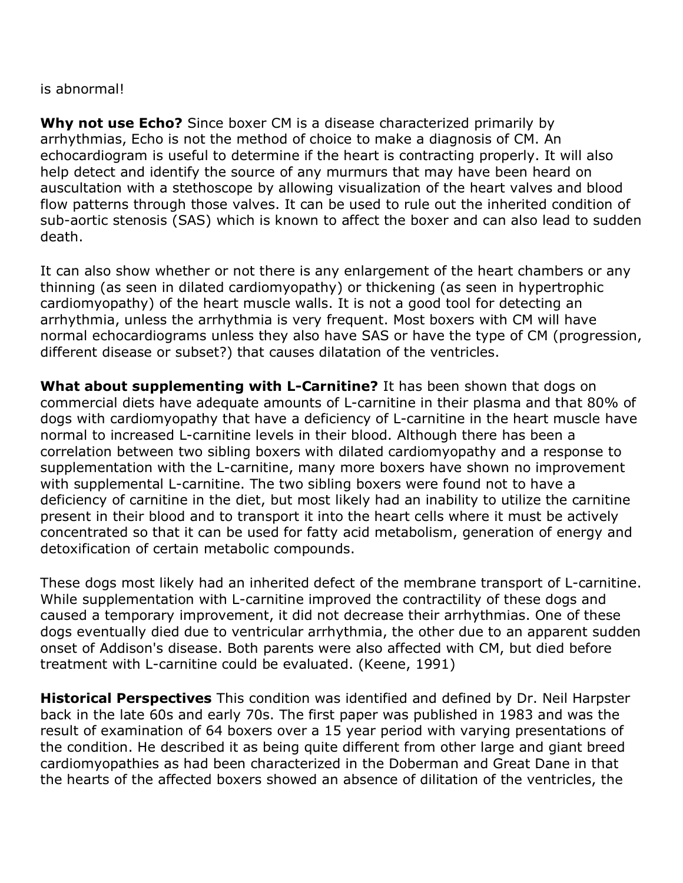is abnormal!

**Why not use Echo?** Since boxer CM is a disease characterized primarily by arrhythmias, Echo is not the method of choice to make a diagnosis of CM. An echocardiogram is useful to determine if the heart is contracting properly. It will also help detect and identify the source of any murmurs that may have been heard on auscultation with a stethoscope by allowing visualization of the heart valves and blood flow patterns through those valves. It can be used to rule out the inherited condition of sub-aortic stenosis (SAS) which is known to affect the boxer and can also lead to sudden death.

It can also show whether or not there is any enlargement of the heart chambers or any thinning (as seen in dilated cardiomyopathy) or thickening (as seen in hypertrophic cardiomyopathy) of the heart muscle walls. It is not a good tool for detecting an arrhythmia, unless the arrhythmia is very frequent. Most boxers with CM will have normal echocardiograms unless they also have SAS or have the type of CM (progression, different disease or subset?) that causes dilatation of the ventricles.

**What about supplementing with L-Carnitine?** It has been shown that dogs on commercial diets have adequate amounts of L-carnitine in their plasma and that 80% of dogs with cardiomyopathy that have a deficiency of L-carnitine in the heart muscle have normal to increased L-carnitine levels in their blood. Although there has been a correlation between two sibling boxers with dilated cardiomyopathy and a response to supplementation with the L-carnitine, many more boxers have shown no improvement with supplemental L-carnitine. The two sibling boxers were found not to have a deficiency of carnitine in the diet, but most likely had an inability to utilize the carnitine present in their blood and to transport it into the heart cells where it must be actively concentrated so that it can be used for fatty acid metabolism, generation of energy and detoxification of certain metabolic compounds.

These dogs most likely had an inherited defect of the membrane transport of L-carnitine. While supplementation with L-carnitine improved the contractility of these dogs and caused a temporary improvement, it did not decrease their arrhythmias. One of these dogs eventually died due to ventricular arrhythmia, the other due to an apparent sudden onset of Addison's disease. Both parents were also affected with CM, but died before treatment with L-carnitine could be evaluated. (Keene, 1991)

**Historical Perspectives** This condition was identified and defined by Dr. Neil Harpster back in the late 60s and early 70s. The first paper was published in 1983 and was the result of examination of 64 boxers over a 15 year period with varying presentations of the condition. He described it as being quite different from other large and giant breed cardiomyopathies as had been characterized in the Doberman and Great Dane in that the hearts of the affected boxers showed an absence of dilitation of the ventricles, the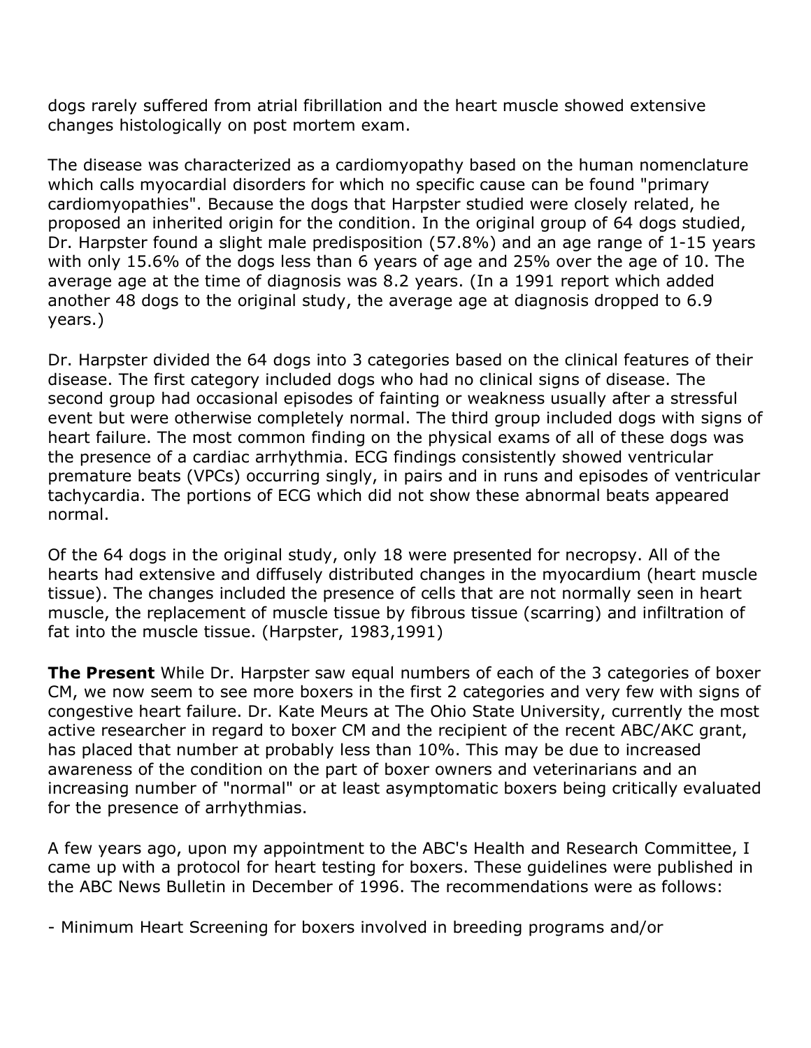dogs rarely suffered from atrial fibrillation and the heart muscle showed extensive changes histologically on post mortem exam.

The disease was characterized as a cardiomyopathy based on the human nomenclature which calls myocardial disorders for which no specific cause can be found "primary cardiomyopathies". Because the dogs that Harpster studied were closely related, he proposed an inherited origin for the condition. In the original group of 64 dogs studied, Dr. Harpster found a slight male predisposition (57.8%) and an age range of 1-15 years with only 15.6% of the dogs less than 6 years of age and 25% over the age of 10. The average age at the time of diagnosis was 8.2 years. (In a 1991 report which added another 48 dogs to the original study, the average age at diagnosis dropped to 6.9 years.)

Dr. Harpster divided the 64 dogs into 3 categories based on the clinical features of their disease. The first category included dogs who had no clinical signs of disease. The second group had occasional episodes of fainting or weakness usually after a stressful event but were otherwise completely normal. The third group included dogs with signs of heart failure. The most common finding on the physical exams of all of these dogs was the presence of a cardiac arrhythmia. ECG findings consistently showed ventricular premature beats (VPCs) occurring singly, in pairs and in runs and episodes of ventricular tachycardia. The portions of ECG which did not show these abnormal beats appeared normal.

Of the 64 dogs in the original study, only 18 were presented for necropsy. All of the hearts had extensive and diffusely distributed changes in the myocardium (heart muscle tissue). The changes included the presence of cells that are not normally seen in heart muscle, the replacement of muscle tissue by fibrous tissue (scarring) and infiltration of fat into the muscle tissue. (Harpster, 1983,1991)

**The Present** While Dr. Harpster saw equal numbers of each of the 3 categories of boxer CM, we now seem to see more boxers in the first 2 categories and very few with signs of congestive heart failure. Dr. Kate Meurs at The Ohio State University, currently the most active researcher in regard to boxer CM and the recipient of the recent ABC/AKC grant, has placed that number at probably less than 10%. This may be due to increased awareness of the condition on the part of boxer owners and veterinarians and an increasing number of "normal" or at least asymptomatic boxers being critically evaluated for the presence of arrhythmias.

A few years ago, upon my appointment to the ABC's Health and Research Committee, I came up with a protocol for heart testing for boxers. These guidelines were published in the ABC News Bulletin in December of 1996. The recommendations were as follows:

- Minimum Heart Screening for boxers involved in breeding programs and/or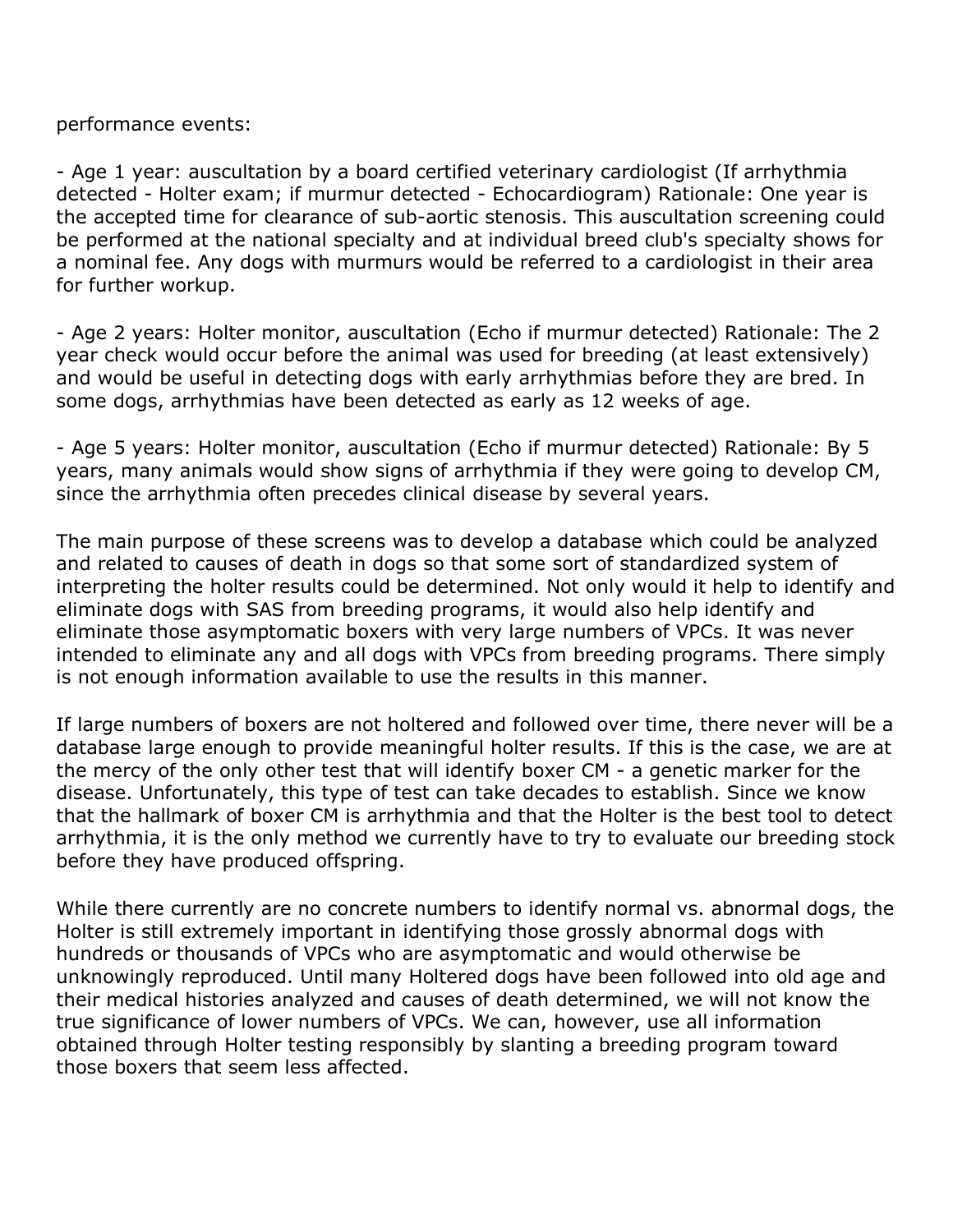performance events:

- Age 1 year: auscultation by a board certified veterinary cardiologist (If arrhythmia detected - Holter exam; if murmur detected - Echocardiogram) Rationale: One year is the accepted time for clearance of sub-aortic stenosis. This auscultation screening could be performed at the national specialty and at individual breed club's specialty shows for a nominal fee. Any dogs with murmurs would be referred to a cardiologist in their area for further workup.

- Age 2 years: Holter monitor, auscultation (Echo if murmur detected) Rationale: The 2 year check would occur before the animal was used for breeding (at least extensively) and would be useful in detecting dogs with early arrhythmias before they are bred. In some dogs, arrhythmias have been detected as early as 12 weeks of age.

- Age 5 years: Holter monitor, auscultation (Echo if murmur detected) Rationale: By 5 years, many animals would show signs of arrhythmia if they were going to develop CM, since the arrhythmia often precedes clinical disease by several years.

The main purpose of these screens was to develop a database which could be analyzed and related to causes of death in dogs so that some sort of standardized system of interpreting the holter results could be determined. Not only would it help to identify and eliminate dogs with SAS from breeding programs, it would also help identify and eliminate those asymptomatic boxers with very large numbers of VPCs. It was never intended to eliminate any and all dogs with VPCs from breeding programs. There simply is not enough information available to use the results in this manner.

If large numbers of boxers are not holtered and followed over time, there never will be a database large enough to provide meaningful holter results. If this is the case, we are at the mercy of the only other test that will identify boxer CM - a genetic marker for the disease. Unfortunately, this type of test can take decades to establish. Since we know that the hallmark of boxer CM is arrhythmia and that the Holter is the best tool to detect arrhythmia, it is the only method we currently have to try to evaluate our breeding stock before they have produced offspring.

While there currently are no concrete numbers to identify normal vs. abnormal dogs, the Holter is still extremely important in identifying those grossly abnormal dogs with hundreds or thousands of VPCs who are asymptomatic and would otherwise be unknowingly reproduced. Until many Holtered dogs have been followed into old age and their medical histories analyzed and causes of death determined, we will not know the true significance of lower numbers of VPCs. We can, however, use all information obtained through Holter testing responsibly by slanting a breeding program toward those boxers that seem less affected.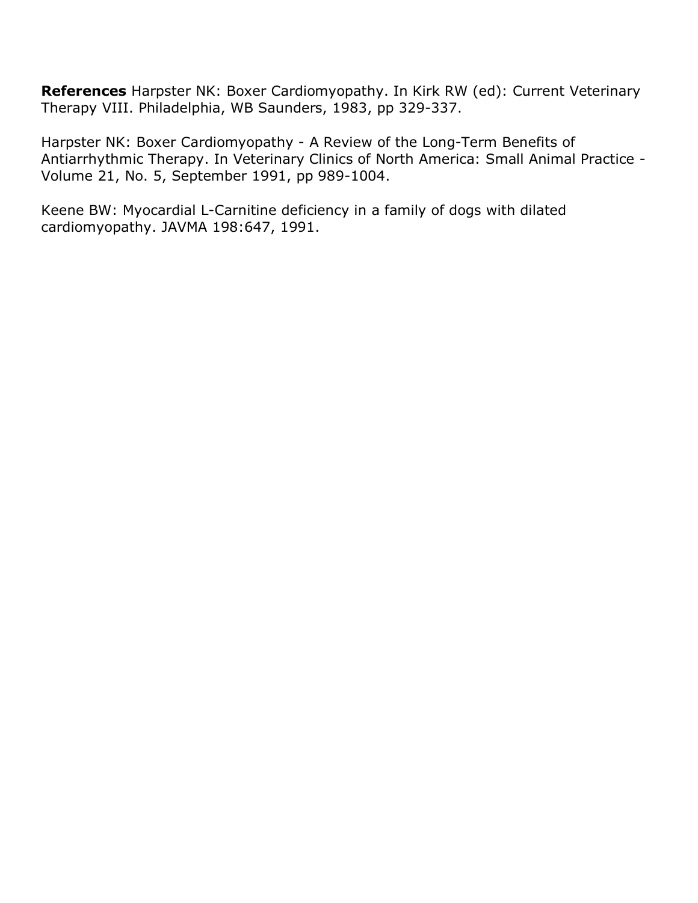**References** Harpster NK: Boxer Cardiomyopathy. In Kirk RW (ed): Current Veterinary Therapy VIII. Philadelphia, WB Saunders, 1983, pp 329-337.

Harpster NK: Boxer Cardiomyopathy - A Review of the Long-Term Benefits of Antiarrhythmic Therapy. In Veterinary Clinics of North America: Small Animal Practice - Volume 21, No. 5, September 1991, pp 989-1004.

Keene BW: Myocardial L-Carnitine deficiency in a family of dogs with dilated cardiomyopathy. JAVMA 198:647, 1991.